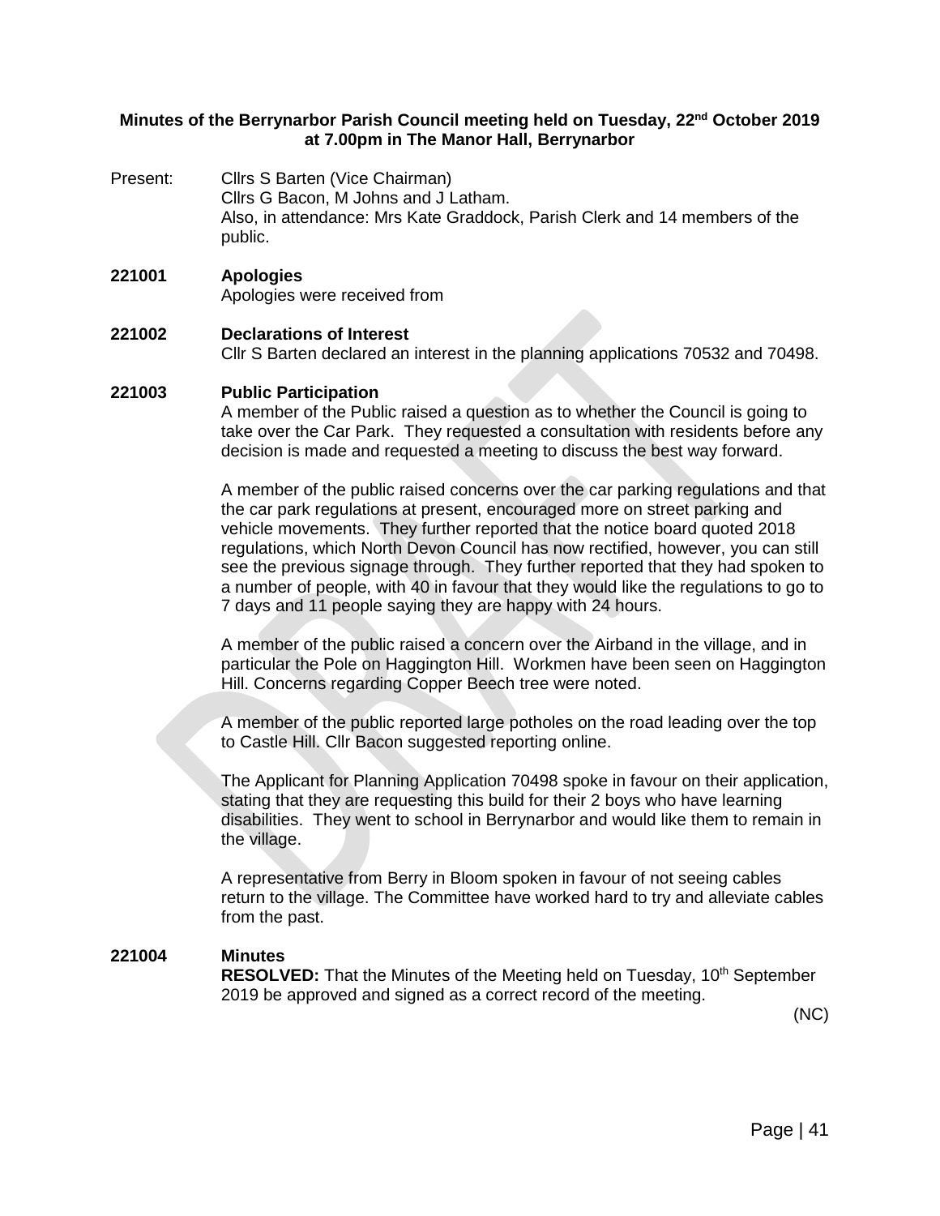**Minutes of the Berrynarbor Parish Council meeting held on Tuesday, 22nd October 2019 at 7.00pm in The Manor Hall, Berrynarbor**

Present: Cllrs S Barten (Vice Chairman)
Cllrs G Bacon, M Johns and J Latham.
Also, in attendance: Mrs Kate Graddock, Parish Clerk and 14 members of the public.

**221001 Apologies**

Apologies were received from

**221002 Declarations of Interest**

Cllr S Barten declared an interest in the planning applications 70532 and 70498.

**221003 Public Participation**

A member of the Public raised a question as to whether the Council is going to take over the Car Park. They requested a consultation with residents before any decision is made and requested a meeting to discuss the best way forward.

A member of the public raised concerns over the car parking regulations and that the car park regulations at present, encouraged more on street parking and vehicle movements. They further reported that the notice board quoted 2018 regulations, which North Devon Council has now rectified, however, you can still see the previous signage through. They further reported that they had spoken to a number of people, with 40 in favour that they would like the regulations to go to 7 days and 11 people saying they are happy with 24 hours.

A member of the public raised a concern over the Airband in the village, and in particular the Pole on Haggington Hill. Workmen have been seen on Haggington Hill. Concerns regarding Copper Beech tree were noted.

A member of the public reported large potholes on the road leading over the top to Castle Hill. Cllr Bacon suggested reporting online.

The Applicant for Planning Application 70498 spoke in favour on their application, stating that they are requesting this build for their 2 boys who have learning disabilities. They went to school in Berrynarbor and would like them to remain in the village.

A representative from Berry in Bloom spoken in favour of not seeing cables return to the village. The Committee have worked hard to try and alleviate cables from the past.

**221004 Minutes**

**RESOLVED:** That the Minutes of the Meeting held on Tuesday, 10th September 2019 be approved and signed as a correct record of the meeting.

(NC)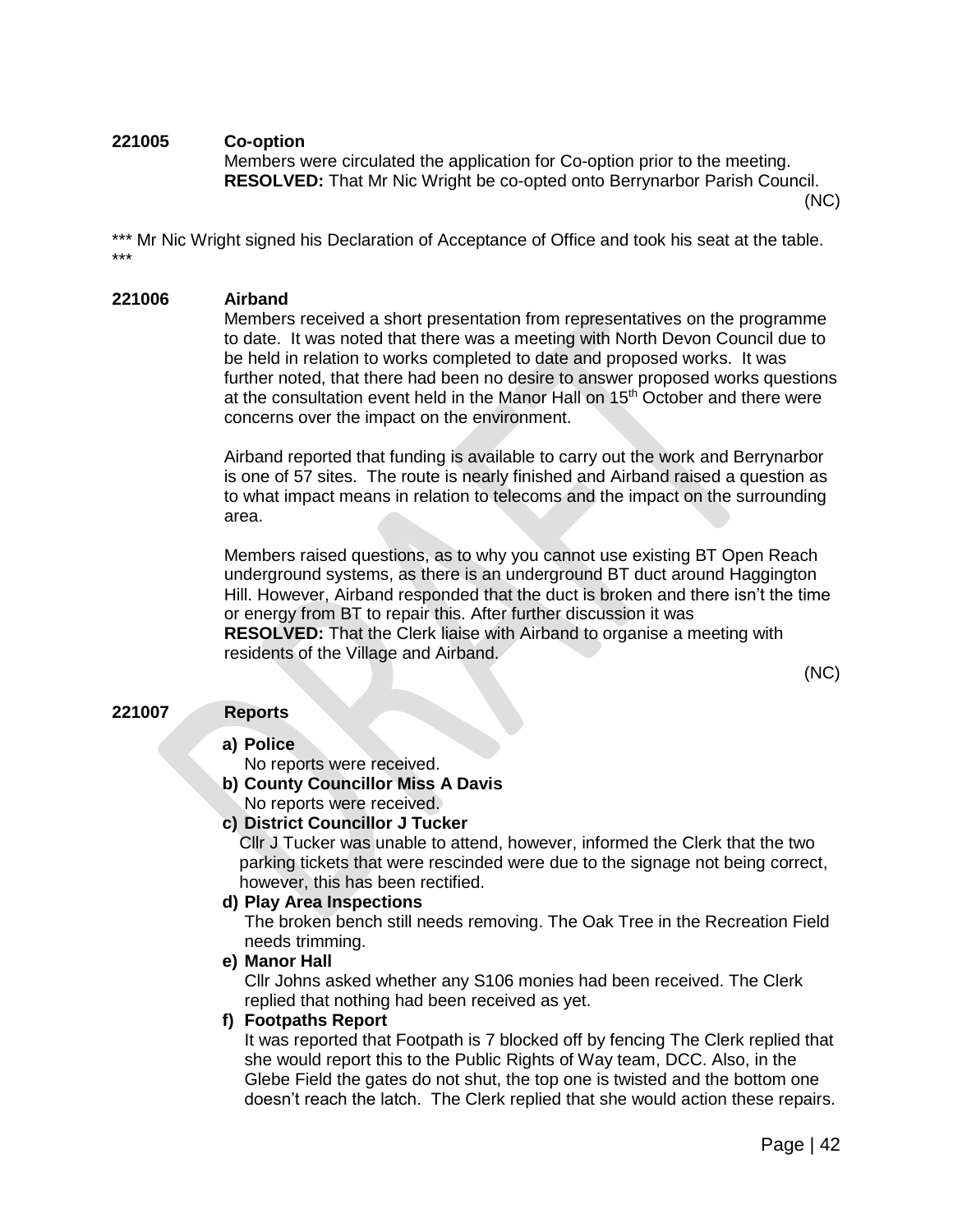**221005 Co-option**

Members were circulated the application for Co-option prior to the meeting.
**RESOLVED:** That Mr Nic Wright be co-opted onto Berrynarbor Parish Council.
(NC)

*** Mr Nic Wright signed his Declaration of Acceptance of Office and took his seat at the table. ***

**221006 Airband**

Members received a short presentation from representatives on the programme to date. It was noted that there was a meeting with North Devon Council due to be held in relation to works completed to date and proposed works. It was further noted, that there had been no desire to answer proposed works questions at the consultation event held in the Manor Hall on 15th October and there were concerns over the impact on the environment.

Airband reported that funding is available to carry out the work and Berrynarbor is one of 57 sites. The route is nearly finished and Airband raised a question as to what impact means in relation to telecoms and the impact on the surrounding area.

Members raised questions, as to why you cannot use existing BT Open Reach underground systems, as there is an underground BT duct around Haggington Hill. However, Airband responded that the duct is broken and there isn't the time or energy from BT to repair this. After further discussion it was
**RESOLVED:** That the Clerk liaise with Airband to organise a meeting with residents of the Village and Airband.
(NC)

**221007 Reports**

a) **Police**
No reports were received.

b) **County Councillor Miss A Davis**
No reports were received.

c) **District Councillor J Tucker**
Cllr J Tucker was unable to attend, however, informed the Clerk that the two parking tickets that were rescinded were due to the signage not being correct, however, this has been rectified.

d) **Play Area Inspections**
The broken bench still needs removing. The Oak Tree in the Recreation Field needs trimming.

e) **Manor Hall**
Cllr Johns asked whether any S106 monies had been received. The Clerk replied that nothing had been received as yet.

f) **Footpaths Report**
It was reported that Footpath is 7 blocked off by fencing The Clerk replied that she would report this to the Public Rights of Way team, DCC. Also, in the Glebe Field the gates do not shut, the top one is twisted and the bottom one doesn't reach the latch. The Clerk replied that she would action these repairs.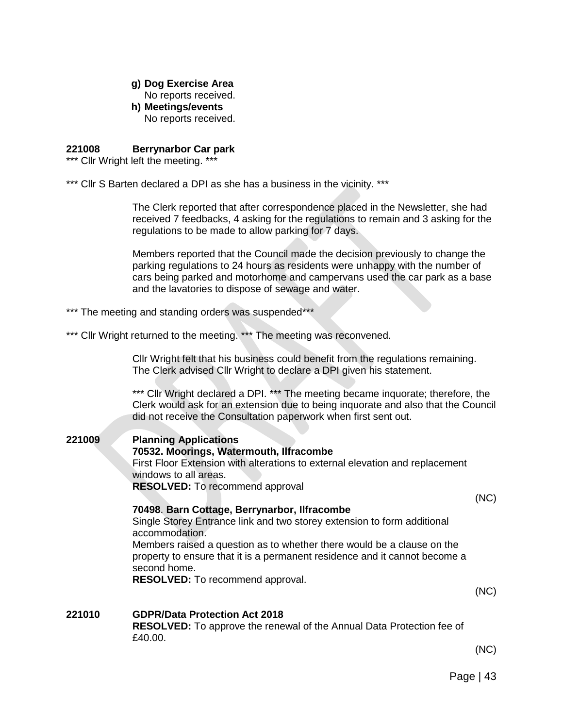**g) Dog Exercise Area**
No reports received.

**h) Meetings/events**
No reports received.

**221008 Berrynarbor Car park**

*** Cllr Wright left the meeting. ***

*** Cllr S Barten declared a DPI as she has a business in the vicinity. ***

The Clerk reported that after correspondence placed in the Newsletter, she had received 7 feedbacks, 4 asking for the regulations to remain and 3 asking for the regulations to be made to allow parking for 7 days.

Members reported that the Council made the decision previously to change the parking regulations to 24 hours as residents were unhappy with the number of cars being parked and motorhome and campervans used the car park as a base and the lavatories to dispose of sewage and water.

*** The meeting and standing orders was suspended***

*** Cllr Wright returned to the meeting. *** The meeting was reconvened.

Cllr Wright felt that his business could benefit from the regulations remaining. The Clerk advised Cllr Wright to declare a DPI given his statement.

*** Cllr Wright declared a DPI. *** The meeting became inquorate; therefore, the Clerk would ask for an extension due to being inquorate and also that the Council did not receive the Consultation paperwork when first sent out.

**221009 Planning Applications**

**70532. Moorings, Watermouth, Ilfracombe**
First Floor Extension with alterations to external elevation and replacement windows to all areas.
**RESOLVED:** To recommend approval

(NC)

**70498**. **Barn Cottage, Berrynarbor, Ilfracombe**
Single Storey Entrance link and two storey extension to form additional accommodation.
Members raised a question as to whether there would be a clause on the property to ensure that it is a permanent residence and it cannot become a second home.
**RESOLVED:** To recommend approval.

(NC)

**221010 GDPR/Data Protection Act 2018**
**RESOLVED:** To approve the renewal of the Annual Data Protection fee of £40.00.

(NC)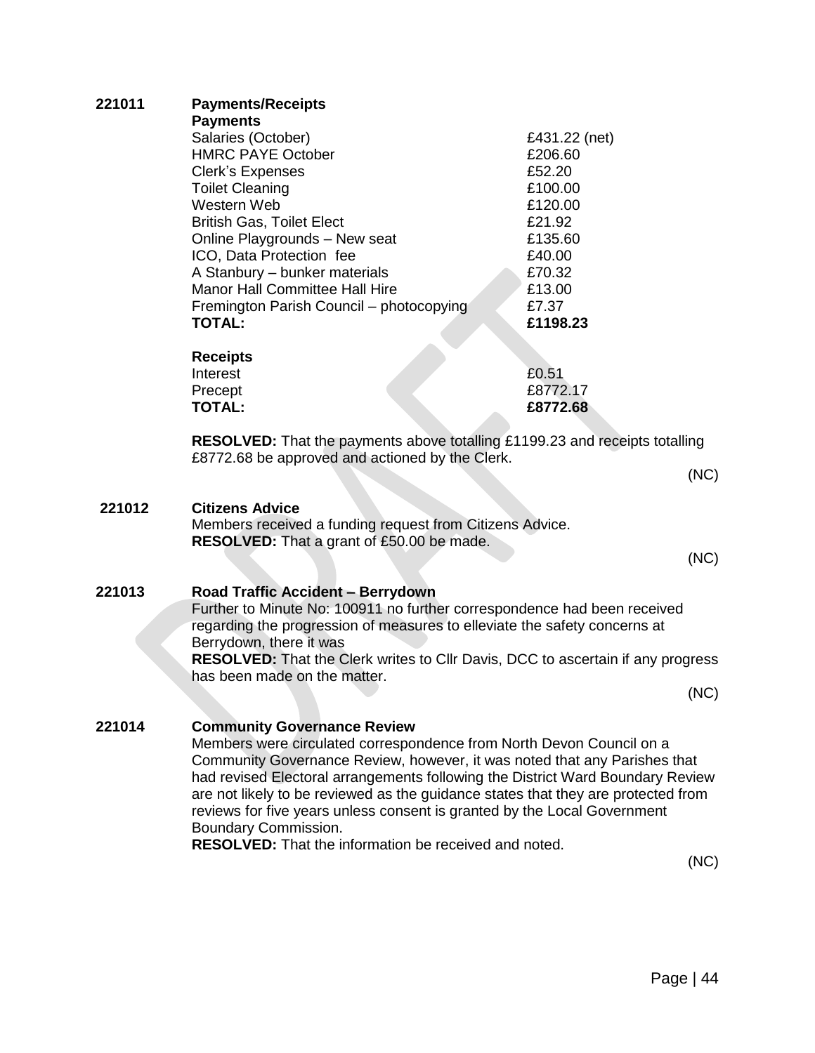**221011 Payments/Receipts**

**Payments**

| | |
|---|---|
| Salaries (October) | £431.22 (net) |
| HMRC PAYE October | £206.60 |
| Clerk's Expenses | £52.20 |
| Toilet Cleaning | £100.00 |
| Western Web | £120.00 |
| British Gas, Toilet Elect | £21.92 |
| Online Playgrounds – New seat | £135.60 |
| ICO, Data Protection fee | £40.00 |
| A Stanbury – bunker materials | £70.32 |
| Manor Hall Committee Hall Hire | £13.00 |
| Fremington Parish Council – photocopying | £7.37 |
| **TOTAL:** | **£1198.23** |

**Receipts**

| | |
|---|---|
| Interest | £0.51 |
| Precept | £8772.17 |
| **TOTAL:** | **£8772.68** |

**RESOLVED:** That the payments above totalling £1199.23 and receipts totalling £8772.68 be approved and actioned by the Clerk.

(NC)

**221012 Citizens Advice**

Members received a funding request from Citizens Advice.
**RESOLVED:** That a grant of £50.00 be made.

(NC)

**221013 Road Traffic Accident – Berrydown**

Further to Minute No: 100911 no further correspondence had been received regarding the progression of measures to elleviate the safety concerns at Berrydown, there it was
**RESOLVED:** That the Clerk writes to Cllr Davis, DCC to ascertain if any progress has been made on the matter.

(NC)

**221014 Community Governance Review**

Members were circulated correspondence from North Devon Council on a Community Governance Review, however, it was noted that any Parishes that had revised Electoral arrangements following the District Ward Boundary Review are not likely to be reviewed as the guidance states that they are protected from reviews for five years unless consent is granted by the Local Government Boundary Commission.
**RESOLVED:** That the information be received and noted.

(NC)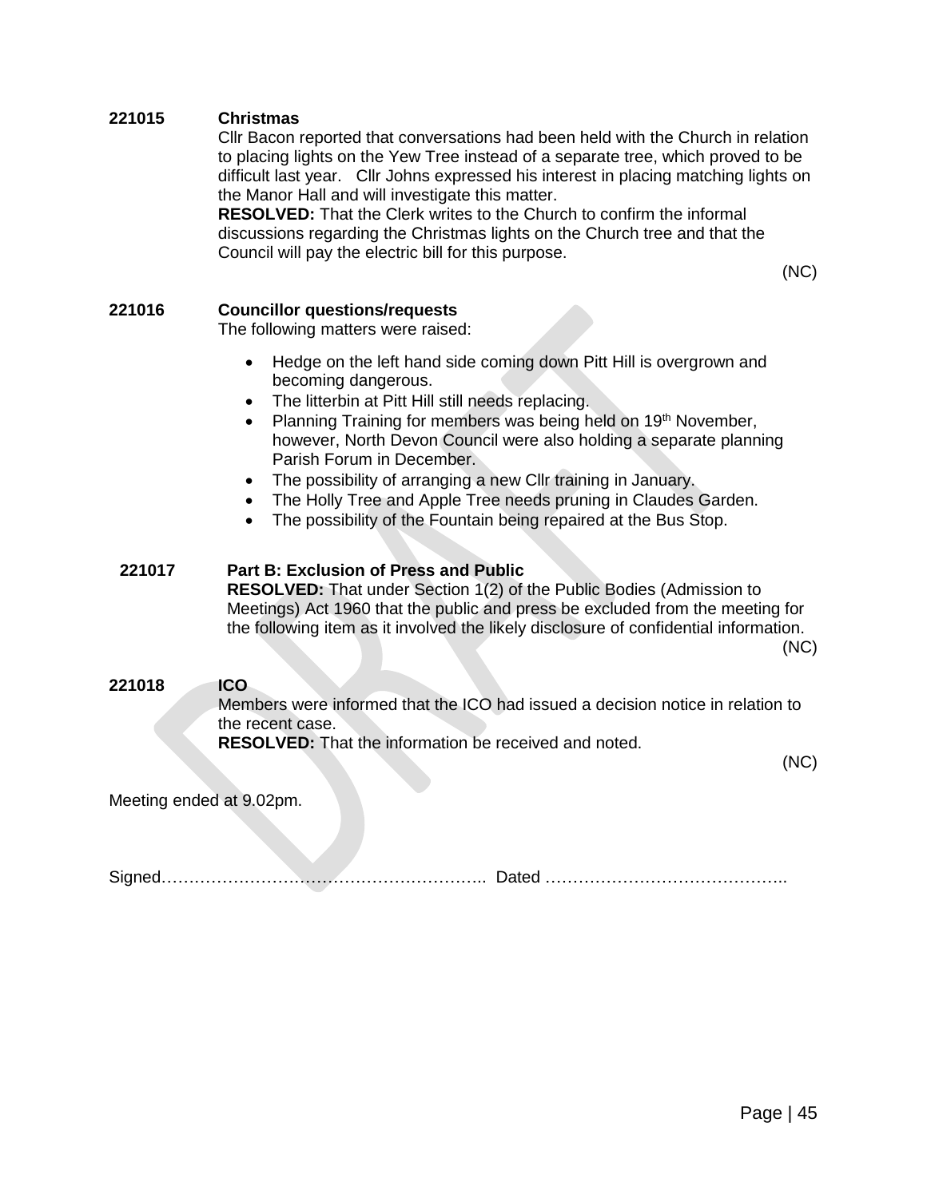**221015 Christmas**

Cllr Bacon reported that conversations had been held with the Church in relation to placing lights on the Yew Tree instead of a separate tree, which proved to be difficult last year. Cllr Johns expressed his interest in placing matching lights on the Manor Hall and will investigate this matter.

**RESOLVED:** That the Clerk writes to the Church to confirm the informal discussions regarding the Christmas lights on the Church tree and that the Council will pay the electric bill for this purpose.

(NC)

**221016 Councillor questions/requests**

The following matters were raised:

- Hedge on the left hand side coming down Pitt Hill is overgrown and becoming dangerous.
- The litterbin at Pitt Hill still needs replacing.
- Planning Training for members was being held on 19th November, however, North Devon Council were also holding a separate planning Parish Forum in December.
- The possibility of arranging a new Cllr training in January.
- The Holly Tree and Apple Tree needs pruning in Claudes Garden.
- The possibility of the Fountain being repaired at the Bus Stop.

**221017 Part B: Exclusion of Press and Public**

**RESOLVED:** That under Section 1(2) of the Public Bodies (Admission to Meetings) Act 1960 that the public and press be excluded from the meeting for the following item as it involved the likely disclosure of confidential information.

(NC)

**221018 ICO**

Members were informed that the ICO had issued a decision notice in relation to the recent case.

**RESOLVED:** That the information be received and noted.

(NC)

Meeting ended at 9.02pm.

Signed………………………………………………….. Dated ……………………………………..